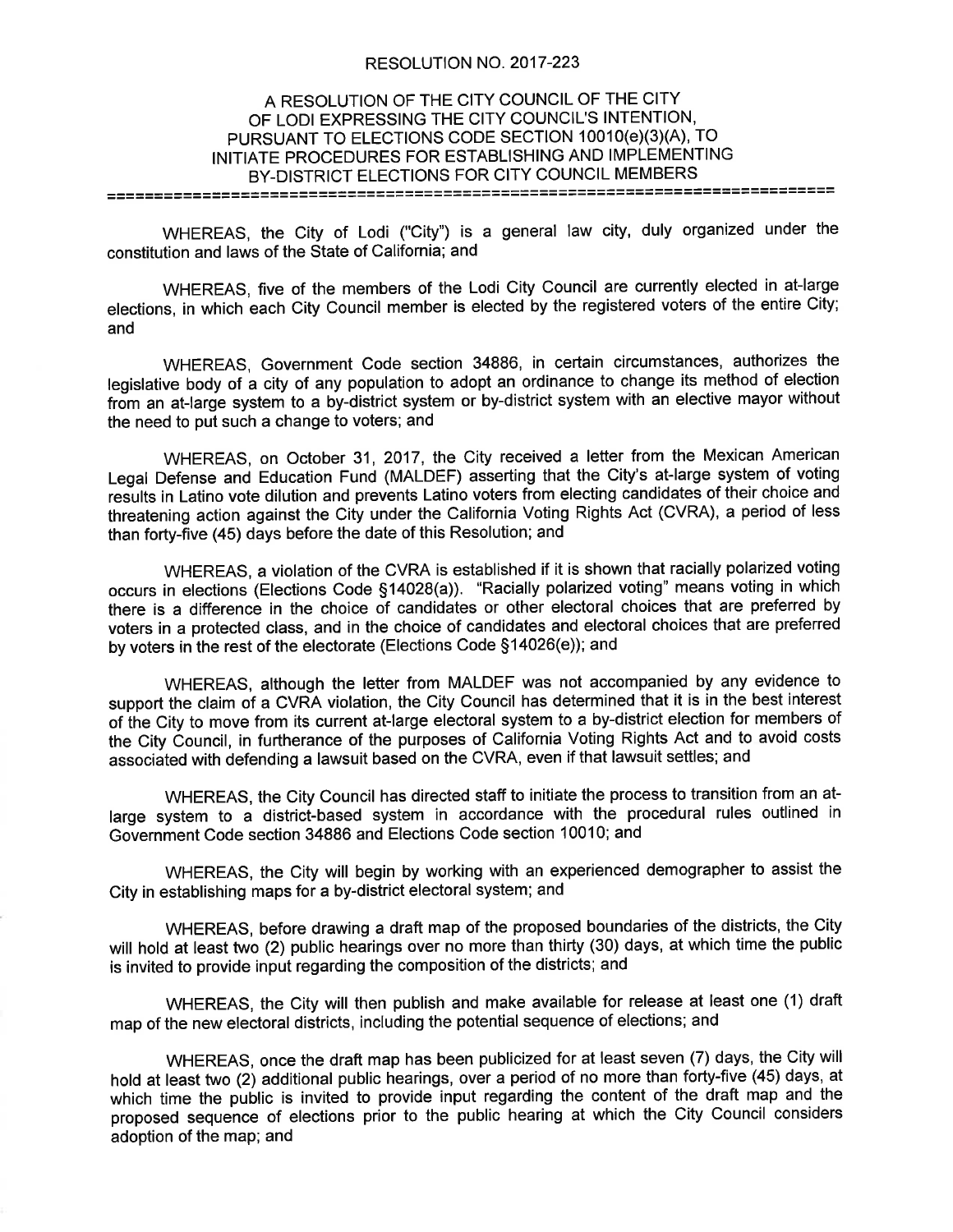RESOLUTION NO. 2017-223

# A RESOLUTION OF THE CITY COUNCIL OF THE CITY OF LODI EXPRESSING THE CITY COUNCIL'S INTENTION, PURSUANT TO ELECTIONS CODE SECTION 10010(e)(3)(A), TO INITIATE PROCEDURES FOR ESTABLISHING AND IMPLEMENTING BY-DISTRICT ELECTIONS FOR CITY COUNCIL MEMBERS

===========================================================================

WHEREAS, the City of Lodi ("City") is a general law city, duly organized under the constitution and laws of the State of California; and

WHEREAS, five of the members of the Lodi City Council are currently elected in at-large elections, in which each City Council member is elected by the registered voters of the entire City; and

WHEREAS, Government Code section 34886, in certain circumstances, authorizes the legislative body of a city of any population to adopt an ordinance to change its method of election from an at-large system to a by-district system or by-district system with an elective mayor without the need to put such a change to voters; and

WHEREAS, on October 31, 2017, the City received a letter from the Mexican American Legal Defense and Education Fund (MALDEF) asserting that the City's at-large system of voting results in Latino vote dilution and prevents Latino voters from electing candidates of their choice and threatening action against the City under the California Voting Rights Act (CVRA), a period of less than forty-five (45) days before the date of this Resolution; and

WHEREAS, a violation of the CVRA is established if it is shown that racially polarized voting occurs in elections (Elections Code §14028(a)). "Racially polarized voting" means voting in which there is a difference in the choice of candidates or other electoral choices that are preferred by voters in a protected class, and in the choice of candidates and electoral choices that are preferred by voters in the rest of the electorate (Elections Code §14026(e)); and

WHEREAS, although the letter from MALDEF was not accompanied by any evidence to support the claim of a CVRA violation, the City Council has determined that it is in the best interest of the City to move from its current at-large electoral system to a by-district election for members of the City Council, in furtherance of the purposes of California Voting Rights Act and to avoid costs associated with defending a lawsuit based on the CVRA, even if that lawsuit settles; and

WHEREAS, the City Council has directed staff to initiate the process to transition from an at-large system to a district-based system in accordance with the procedural rules outlined in Government Code section 34886 and Elections Code section 10010; and

WHEREAS, the City will begin by working with an experienced demographer to assist the City in establishing maps for a by-district electoral system; and

WHEREAS, before drawing a draft map of the proposed boundaries of the districts, the City will hold at least two (2) public hearings over no more than thirty (30) days, at which time the public is invited to provide input regarding the composition of the districts; and

WHEREAS, the City will then publish and make available for release at least one (1) draft map of the new electoral districts, including the potential sequence of elections; and

WHEREAS, once the draft map has been publicized for at least seven (7) days, the City will hold at least two (2) additional public hearings, over a period of no more than forty-five (45) days, at which time the public is invited to provide input regarding the content of the draft map and the proposed sequence of elections prior to the public hearing at which the City Council considers adoption of the map; and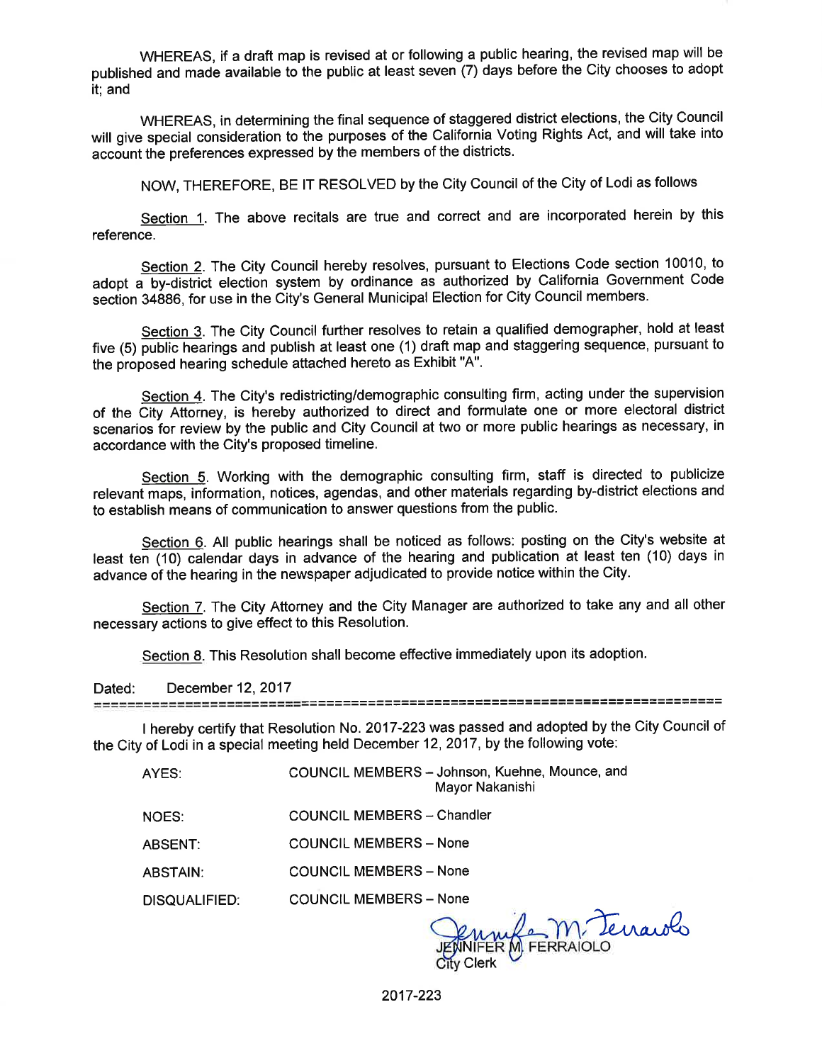WHEREAS, if a draft map is revised at or following a public hearing, the revised map will be published and made available to the public at least seven (7) days before the City chooses to adopt it; and

WHEREAS, in determining the final sequence of staggered district elections, the City Council will give special consideration to the purposes of the California Voting Rights Act, and will take into account the preferences expressed by the members of the districts.

NOW, THEREFORE, BE IT RESOLVED by the City Council of the City of Lodi as follows

Section 1. The above recitals are true and correct and are incorporated herein by this reference.

Section 2. The City Council hereby resolves, pursuant to Elections Code section 10010, to adopt a by-district election system by ordinance as authorized by California Government Code section 34886, for use in the City's General Municipal Election for City Council members.

Section 3. The City Council further resolves to retain a qualified demographer, hold at least five (5) public hearings and publish at least one (1) draft map and staggering sequence, pursuant to the proposed hearing schedule attached hereto as Exhibit "A".

Section 4. The City's redistricting/demographic consulting firm, acting under the supervision of the City Attorney, is hereby authorized to direct and formulate one or more electoral district scenarios for review by the public and City Council at two or more public hearings as necessary, in accordance with the City's proposed timeline.

Section 5. Working with the demographic consulting firm, staff is directed to publicize relevant maps, information, notices, agendas, and other materials regarding by-district elections and to establish means of communication to answer questions from the public.

Section 6. All public hearings shall be noticed as follows: posting on the City's website at least ten (10) calendar days in advance of the hearing and publication at least ten (10) days in advance of the hearing in the newspaper adjudicated to provide notice within the City.

Section 7. The City Attorney and the City Manager are authorized to take any and all other necessary actions to give effect to this Resolution.

Section 8. This Resolution shall become effective immediately upon its adoption.

Dated: December 12, 2017

---

I hereby certify that Resolution No. 2017-223 was passed and adopted by the City Council of the City of Lodi in a special meeting held December 12, 2017, by the following vote:

AYES: COUNCIL MEMBERS – Johnson, Kuehne, Mounce, and Mayor Nakanishi

NOES: COUNCIL MEMBERS – Chandler

ABSENT: COUNCIL MEMBERS – None

ABSTAIN: COUNCIL MEMBERS – None

DISQUALIFIED: COUNCIL MEMBERS – None

JENNIFER M. FERRAIOLO
City Clerk

2017-223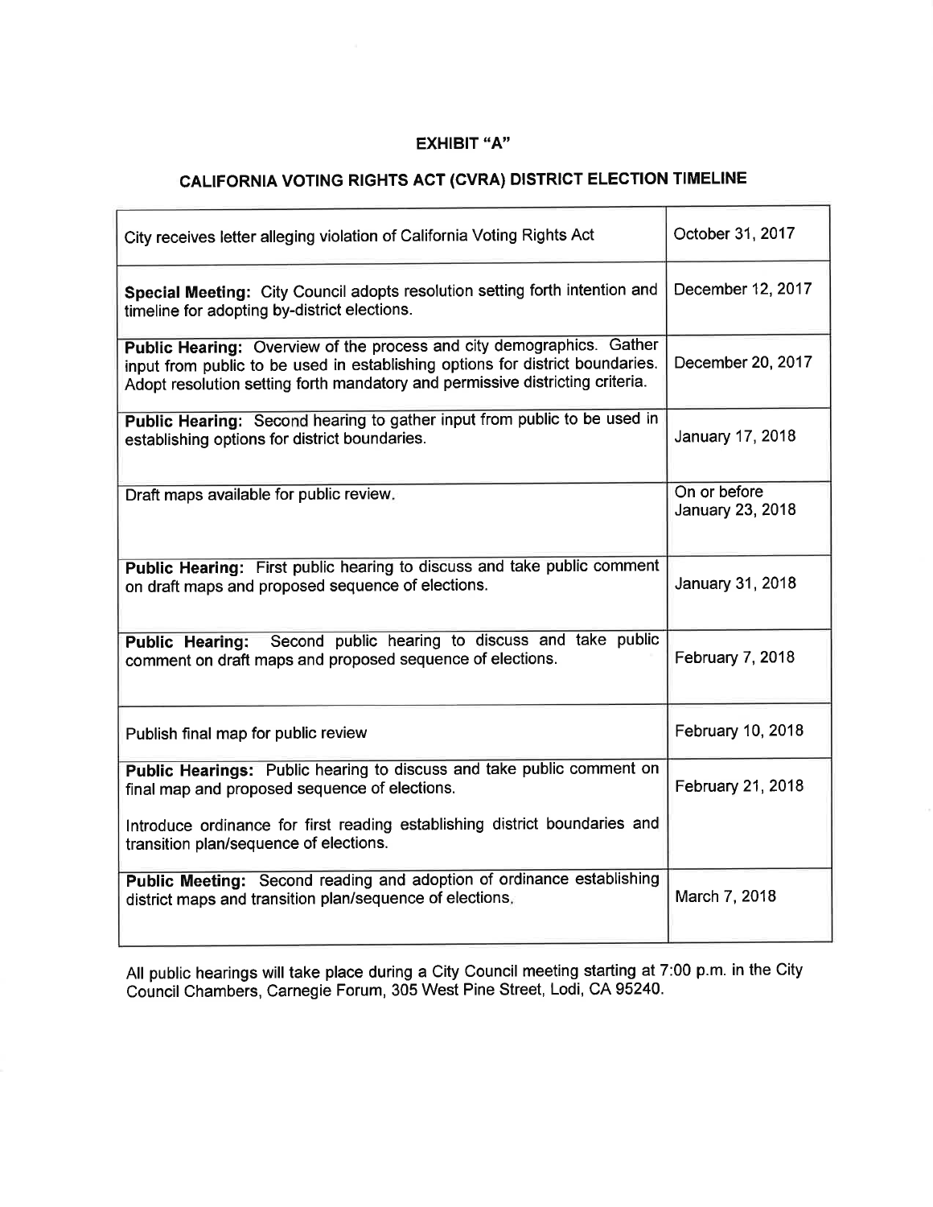# EXHIBIT "A"

## CALIFORNIA VOTING RIGHTS ACT (CVRA) DISTRICT ELECTION TIMELINE

| | |
|---|---|
| City receives letter alleging violation of California Voting Rights Act | October 31, 2017 |
| **Special Meeting:** City Council adopts resolution setting forth intention and timeline for adopting by-district elections. | December 12, 2017 |
| **Public Hearing:** Overview of the process and city demographics. Gather input from public to be used in establishing options for district boundaries. Adopt resolution setting forth mandatory and permissive districting criteria. | December 20, 2017 |
| **Public Hearing:** Second hearing to gather input from public to be used in establishing options for district boundaries. | January 17, 2018 |
| Draft maps available for public review. | On or before January 23, 2018 |
| **Public Hearing:** First public hearing to discuss and take public comment on draft maps and proposed sequence of elections. | January 31, 2018 |
| **Public Hearing:** Second public hearing to discuss and take public comment on draft maps and proposed sequence of elections. | February 7, 2018 |
| Publish final map for public review | February 10, 2018 |
| **Public Hearings:** Public hearing to discuss and take public comment on final map and proposed sequence of elections.<br><br>Introduce ordinance for first reading establishing district boundaries and transition plan/sequence of elections. | February 21, 2018 |
| **Public Meeting:** Second reading and adoption of ordinance establishing district maps and transition plan/sequence of elections. | March 7, 2018 |

All public hearings will take place during a City Council meeting starting at 7:00 p.m. in the City Council Chambers, Carnegie Forum, 305 West Pine Street, Lodi, CA 95240.